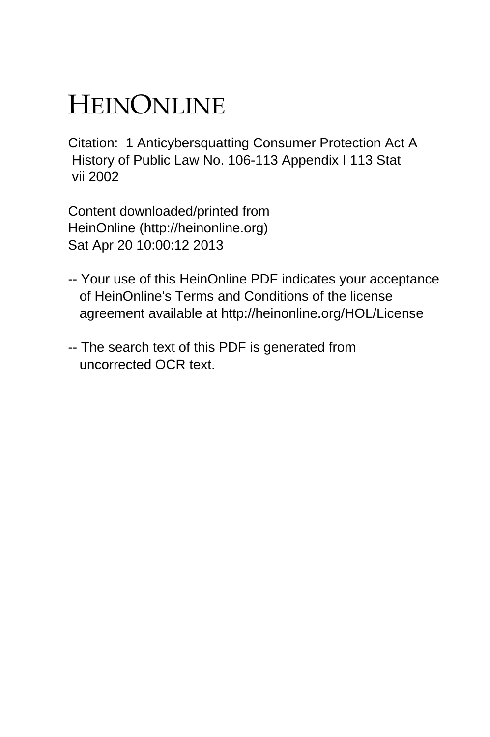# HEINONLINE

Citation: 1 Anticybersquatting Consumer Protection Act A History of Public Law No. 106-113 Appendix I 113 Stat vii 2002

Content downloaded/printed from HeinOnline (http://heinonline.org)
Sat Apr 20 10:00:12 2013

-- Your use of this HeinOnline PDF indicates your acceptance of HeinOnline's Terms and Conditions of the license agreement available at http://heinonline.org/HOL/License

-- The search text of this PDF is generated from uncorrected OCR text.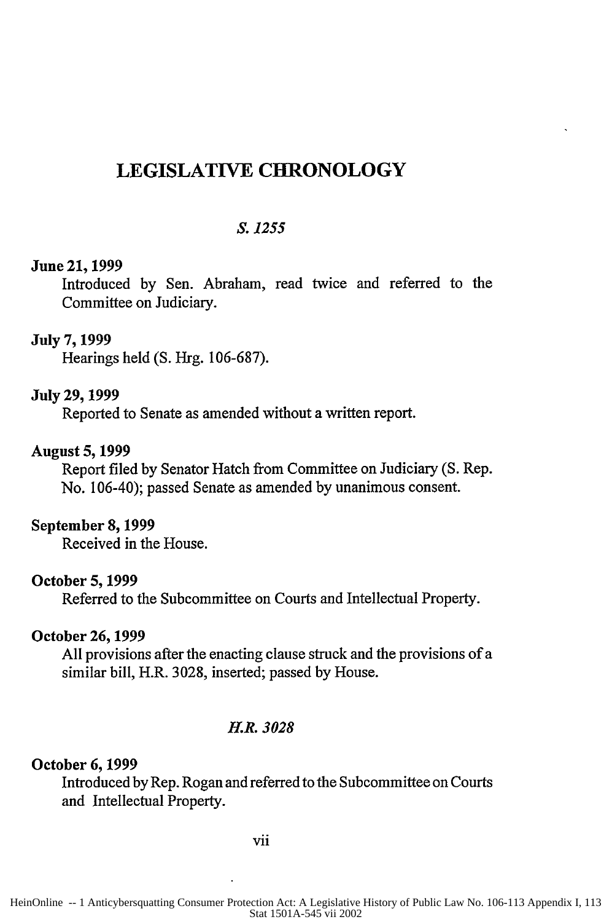# LEGISLATIVE CHRONOLOGY

## *S. 1255*

**June 21, 1999**
Introduced by Sen. Abraham, read twice and referred to the Committee on Judiciary.

**July 7, 1999**
Hearings held (S. Hrg. 106-687).

**July 29, 1999**
Reported to Senate as amended without a written report.

**August 5, 1999**
Report filed by Senator Hatch from Committee on Judiciary (S. Rep. No. 106-40); passed Senate as amended by unanimous consent.

**September 8, 1999**
Received in the House.

**October 5, 1999**
Referred to the Subcommittee on Courts and Intellectual Property.

**October 26, 1999**
All provisions after the enacting clause struck and the provisions of a similar bill, H.R. 3028, inserted; passed by House.

## *H.R. 3028*

**October 6, 1999**
Introduced by Rep. Rogan and referred to the Subcommittee on Courts and Intellectual Property.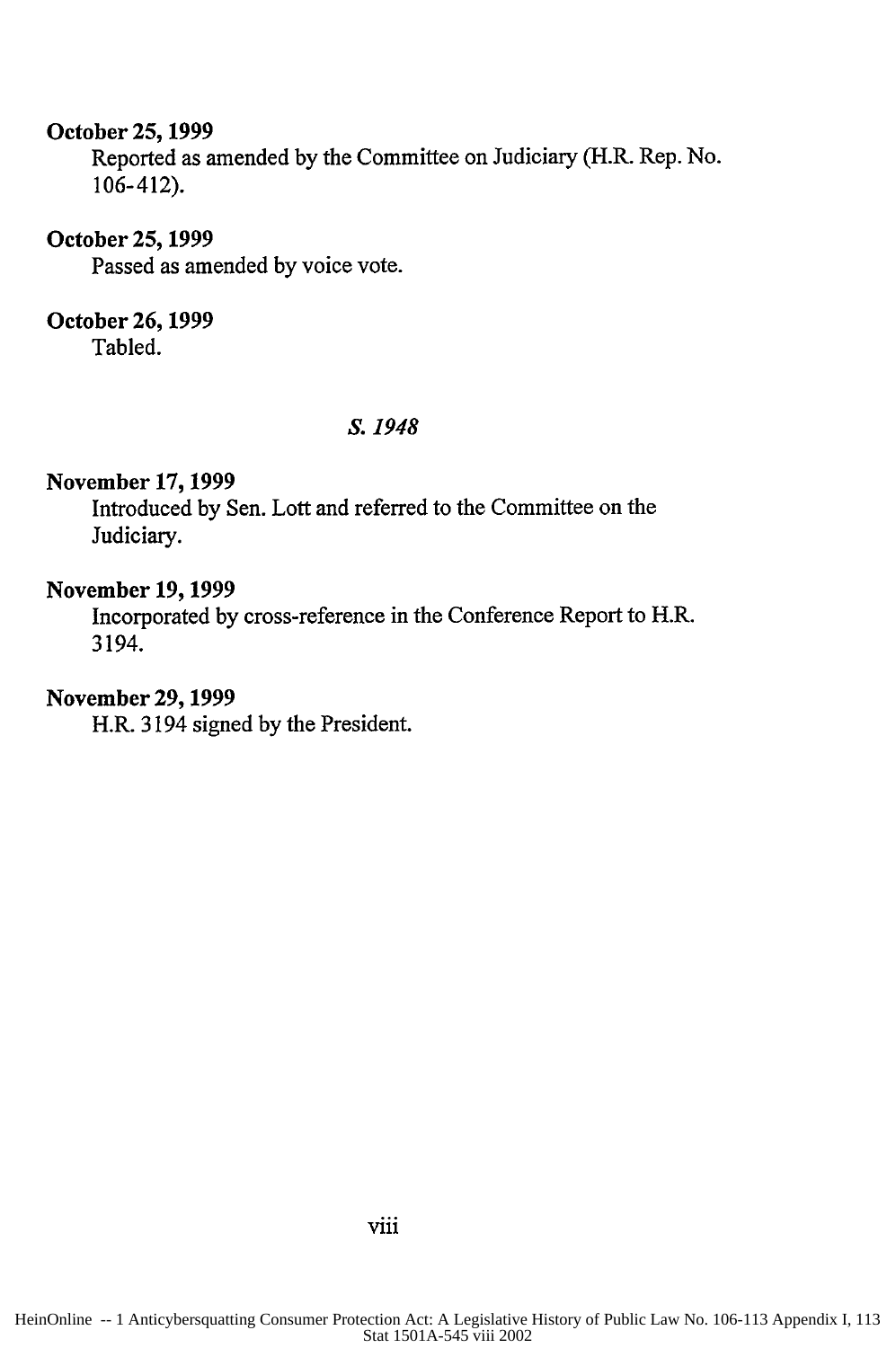**October 25, 1999**
Reported as amended by the Committee on Judiciary (H.R. Rep. No. 106-412).

**October 25, 1999**
Passed as amended by voice vote.

**October 26, 1999**
Tabled.

*S. 1948*

**November 17, 1999**
Introduced by Sen. Lott and referred to the Committee on the Judiciary.

**November 19, 1999**
Incorporated by cross-reference in the Conference Report to H.R. 3194.

**November 29, 1999**
H.R. 3194 signed by the President.